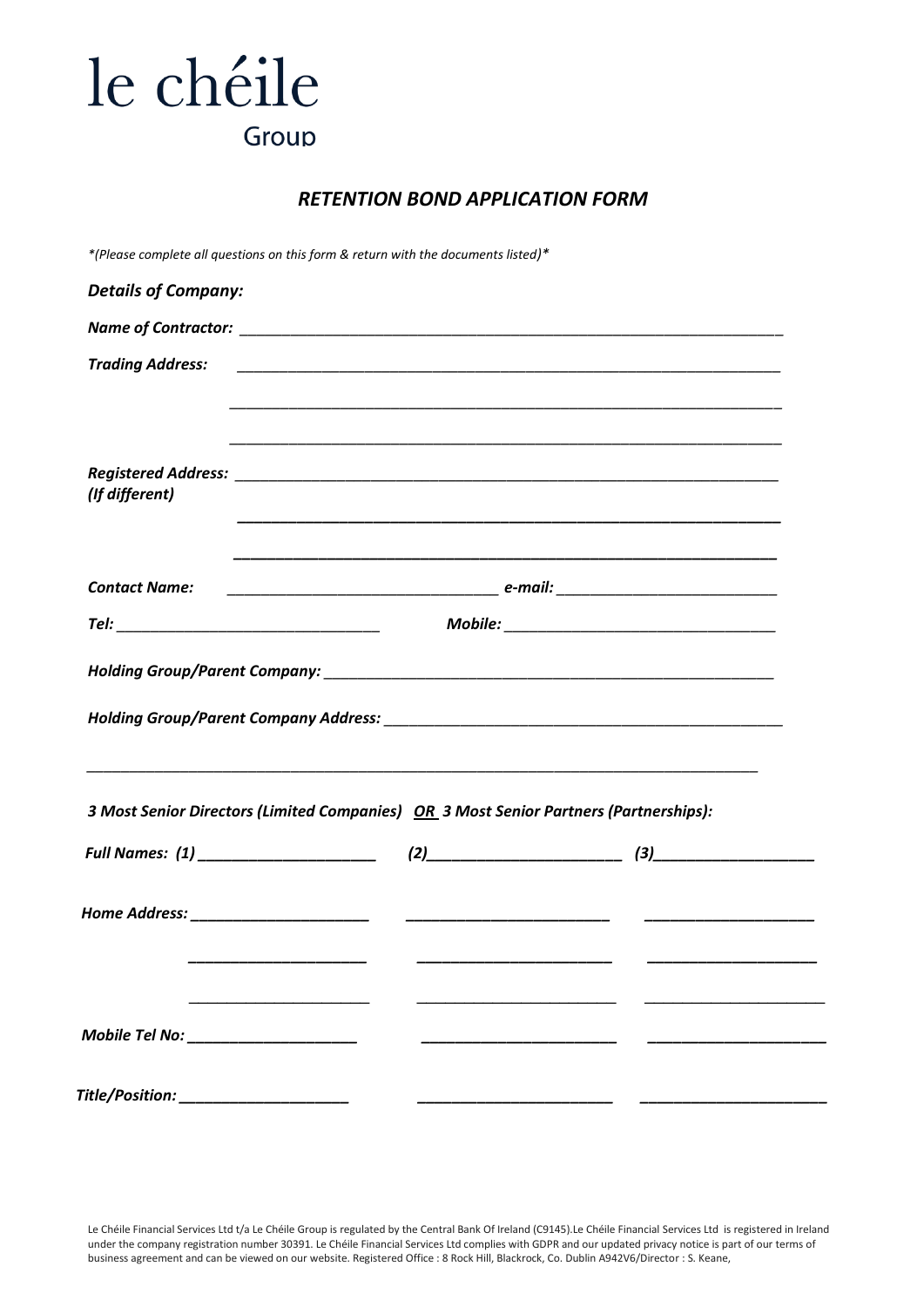# le chéile

Group

## *RETENTION BOND APPLICATION FORM*

*\*(Please complete all questions on this form & return with the documents listed)\**

***Details of Company:***

***Name of Contractor:*** ____________________________________________________________________

***Trading Address:*** ____________________________________________________________________

____________________________________________________________________

____________________________________________________________________

***Registered Address:*** ____________________________________________________________________
***(If different)***

____________________________________________________________________

____________________________________________________________________

***Contact Name:*** ________________________________ ***e-mail:*** __________________________

***Tel:*** ________________________________ ***Mobile:*** ________________________________

***Holding Group/Parent Company:*** ______________________________________________________

***Holding Group/Parent Company Address:*** ________________________________________________

____________________________________________________________________________________

***3 Most Senior Directors (Limited Companies)*** ***OR*** ***3 Most Senior Partners (Partnerships):***

| | (1) | (2) | (3) |
|---|---|---|---|
| ***Full Names:*** | ____________________ | ______________________ | __________________ |
| ***Home Address:*** | ____________________ | ______________________ | __________________ |
| | ____________________ | ______________________ | __________________ |
| | ____________________ | ______________________ | __________________ |
| ***Mobile Tel No:*** | ____________________ | ______________________ | __________________ |
| ***Title/Position:*** | ____________________ | ______________________ | __________________ |

Le Chéile Financial Services Ltd t/a Le Chéile Group is regulated by the Central Bank Of Ireland (C9145).Le Chéile Financial Services Ltd is registered in Ireland under the company registration number 30391. Le Chéile Financial Services Ltd complies with GDPR and our updated privacy notice is part of our terms of business agreement and can be viewed on our website. Registered Office : 8 Rock Hill, Blackrock, Co. Dublin A942V6/Director : S. Keane,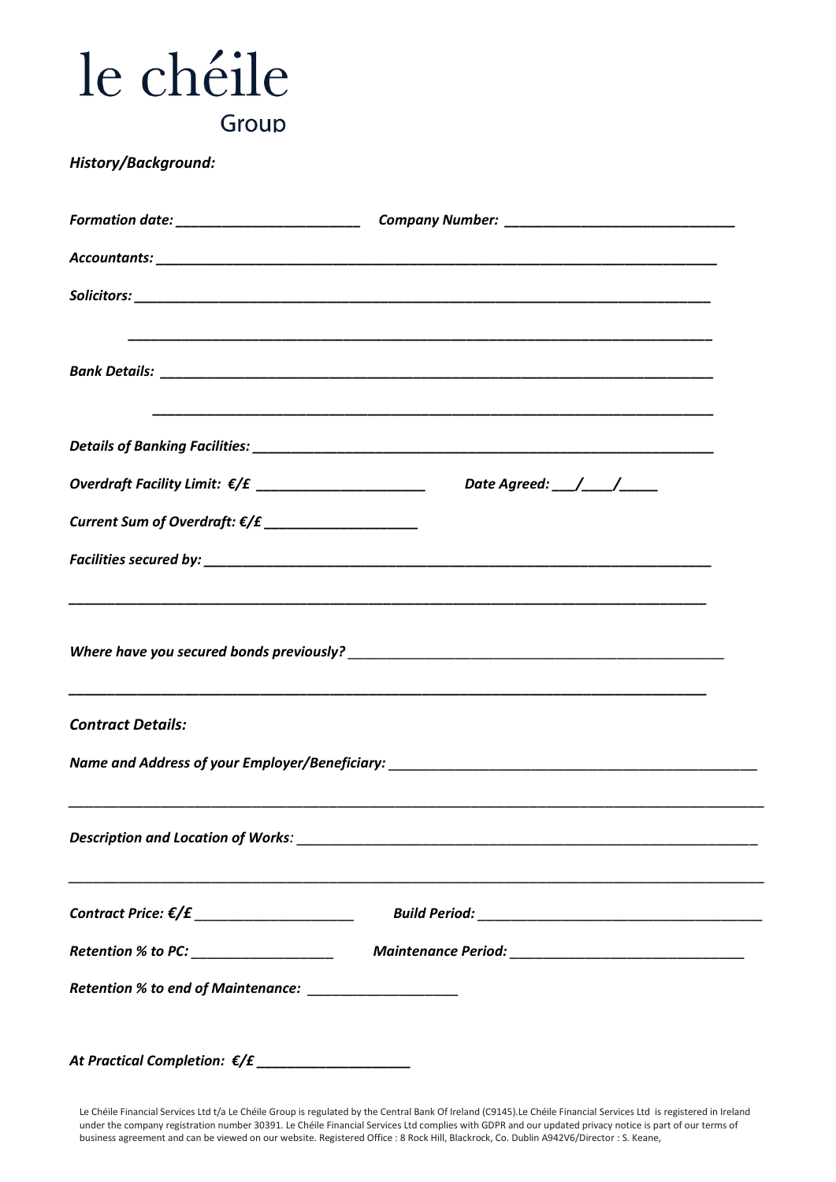le chéile

Group

***History/Background:***

***Formation date:*** ________________________ ***Company Number:*** ______________________________

***Accountants:*** ______________________________________________________________________________

***Solicitors:*** _______________________________________________________________________________

_______________________________________________________________________________

***Bank Details:*** _____________________________________________________________________________

_____________________________________________________________________________

***Details of Banking Facilities:*** _______________________________________________________________

***Overdraft Facility Limit: €/£*** ______________________ ***Date Agreed:*** ___/____/_____

***Current Sum of Overdraft: €/£*** ____________________

***Facilities secured by:*** ______________________________________________________________________

_____________________________________________________________________________________

***Where have you secured bonds previously?*** ___________________________________________________

_____________________________________________________________________________________

***Contract Details:***

***Name and Address of your Employer/Beneficiary:*** ______________________________________________

_____________________________________________________________________________________________

***Description and Location of Works:*** __________________________________________________________

_____________________________________________________________________________________________

***Contract Price: €/£*** _____________________ ***Build Period:*** ______________________________________

***Retention % to PC:*** ___________________ ***Maintenance Period:*** ______________________________

***Retention % to end of Maintenance:*** ____________________

***At Practical Completion: €/£*** ____________________

Le Chéile Financial Services Ltd t/a Le Chéile Group is regulated by the Central Bank Of Ireland (C9145).Le Chéile Financial Services Ltd is registered in Ireland under the company registration number 30391. Le Chéile Financial Services Ltd complies with GDPR and our updated privacy notice is part of our terms of business agreement and can be viewed on our website. Registered Office : 8 Rock Hill, Blackrock, Co. Dublin A942V6/Director : S. Keane,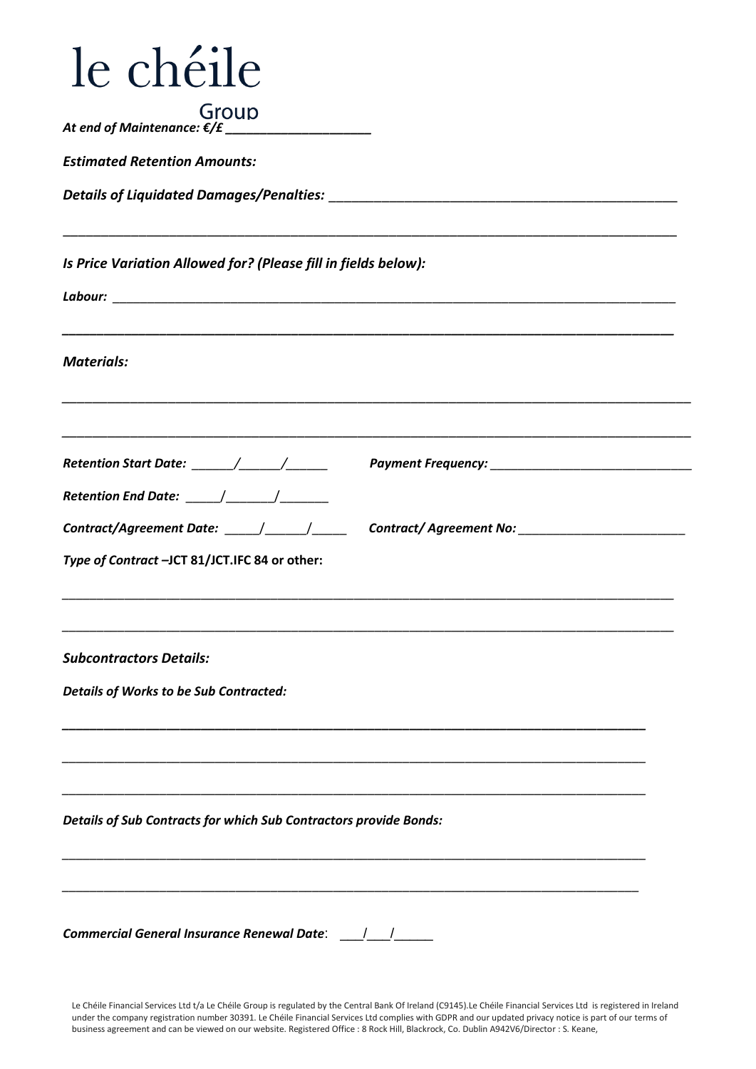le chéile

Group

***At end of Maintenance: €/£ ____________________***

***Estimated Retention Amounts:***

***Details of Liquidated Damages/Penalties:*** __________________________________________________

__________________________________________________________________________________________

***Is Price Variation Allowed for? (Please fill in fields below):***

***Labour:*** ________________________________________________________________________________

__________________________________________________________________________________________

***Materials:***

__________________________________________________________________________________________

__________________________________________________________________________________________

***Retention Start Date:*** ______/______/______ ***Payment Frequency:*** _____________________________

***Retention End Date:*** _____/_______/_______

***Contract/Agreement Date:*** _____/______/_____ ***Contract/ Agreement No:*** ________________________

***Type of Contract*** **–JCT 81/JCT.IFC 84 or other:**

__________________________________________________________________________________________

__________________________________________________________________________________________

***Subcontractors Details:***

***Details of Works to be Sub Contracted:***

__________________________________________________________________________________________

__________________________________________________________________________________________

__________________________________________________________________________________________

***Details of Sub Contracts for which Sub Contractors provide Bonds:***

__________________________________________________________________________________________

__________________________________________________________________________________________

***Commercial General Insurance Renewal Date***: ___/___/_____

Le Chéile Financial Services Ltd t/a Le Chéile Group is regulated by the Central Bank Of Ireland (C9145).Le Chéile Financial Services Ltd is registered in Ireland under the company registration number 30391. Le Chéile Financial Services Ltd complies with GDPR and our updated privacy notice is part of our terms of business agreement and can be viewed on our website. Registered Office : 8 Rock Hill, Blackrock, Co. Dublin A942V6/Director : S. Keane,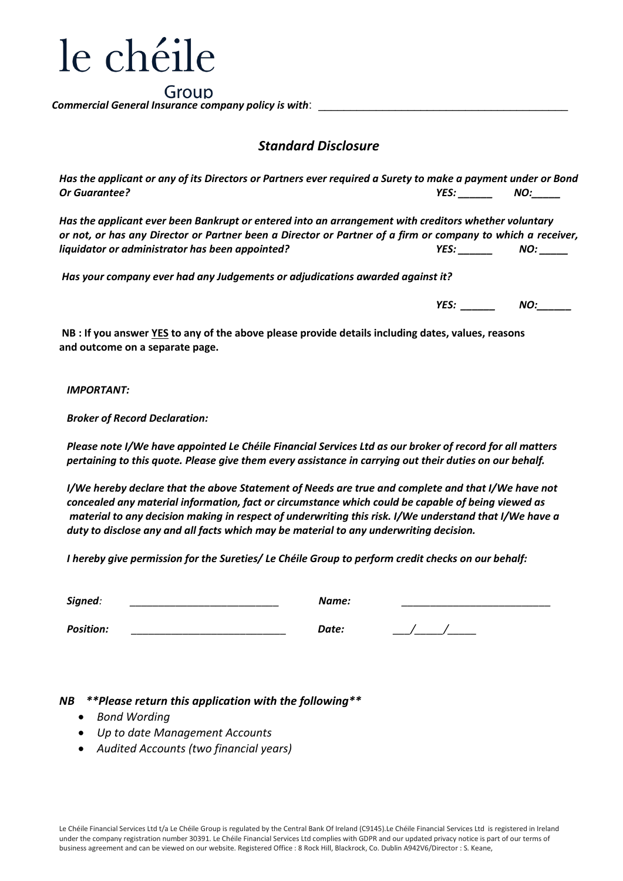# le chéile

Group

***Commercial General Insurance company policy is with*:** \_\_\_\_\_\_\_\_\_\_\_\_\_\_\_\_\_\_\_\_\_\_\_\_\_\_\_\_\_\_\_\_\_\_\_\_\_\_\_\_\_\_\_\_

## *Standard Disclosure*

***Has the applicant or any of its Directors or Partners ever required a Surety to make a payment under or Bond Or Guarantee?*** ***YES: \_\_\_\_\_\_ NO:\_\_\_\_\_***

***Has the applicant ever been Bankrupt or entered into an arrangement with creditors whether voluntary or not, or has any Director or Partner been a Director or Partner of a firm or company to which a receiver, liquidator or administrator has been appointed?*** ***YES: \_\_\_\_\_\_ NO: \_\_\_\_\_***

***Has your company ever had any Judgements or adjudications awarded against it?***

***YES: \_\_\_\_\_\_ NO:\_\_\_\_\_\_***

**NB : If you answer <u>YES</u> to any of the above please provide details including dates, values, reasons and outcome on a separate page.**

***IMPORTANT:***

***Broker of Record Declaration:***

***Please note I/We have appointed Le Chéile Financial Services Ltd as our broker of record for all matters pertaining to this quote. Please give them every assistance in carrying out their duties on our behalf.***

***I/We hereby declare that the above Statement of Needs are true and complete and that I/We have not concealed any material information, fact or circumstance which could be capable of being viewed as material to any decision making in respect of underwriting this risk. I/We understand that I/We have a duty to disclose any and all facts which may be material to any underwriting decision.***

***I hereby give permission for the Sureties/ Le Chéile Group to perform credit checks on our behalf:***

***Signed*:** \_\_\_\_\_\_\_\_\_\_\_\_\_\_\_\_\_\_\_\_\_\_\_\_\_\_ ***Name:*** \_\_\_\_\_\_\_\_\_\_\_\_\_\_\_\_\_\_\_\_\_\_\_\_\_\_

***Position:*** \_\_\_\_\_\_\_\_\_\_\_\_\_\_\_\_\_\_\_\_\_\_\_\_\_\_\_\_ ***Date:*** \_\_\_/\_\_\_\_\_/\_\_\_\_\_

### *NB \*\*Please return this application with the following\*\**

- *Bond Wording*
- *Up to date Management Accounts*
- *Audited Accounts (two financial years)*

Le Chéile Financial Services Ltd t/a Le Chéile Group is regulated by the Central Bank Of Ireland (C9145).Le Chéile Financial Services Ltd is registered in Ireland under the company registration number 30391. Le Chéile Financial Services Ltd complies with GDPR and our updated privacy notice is part of our terms of business agreement and can be viewed on our website. Registered Office : 8 Rock Hill, Blackrock, Co. Dublin A942V6/Director : S. Keane,